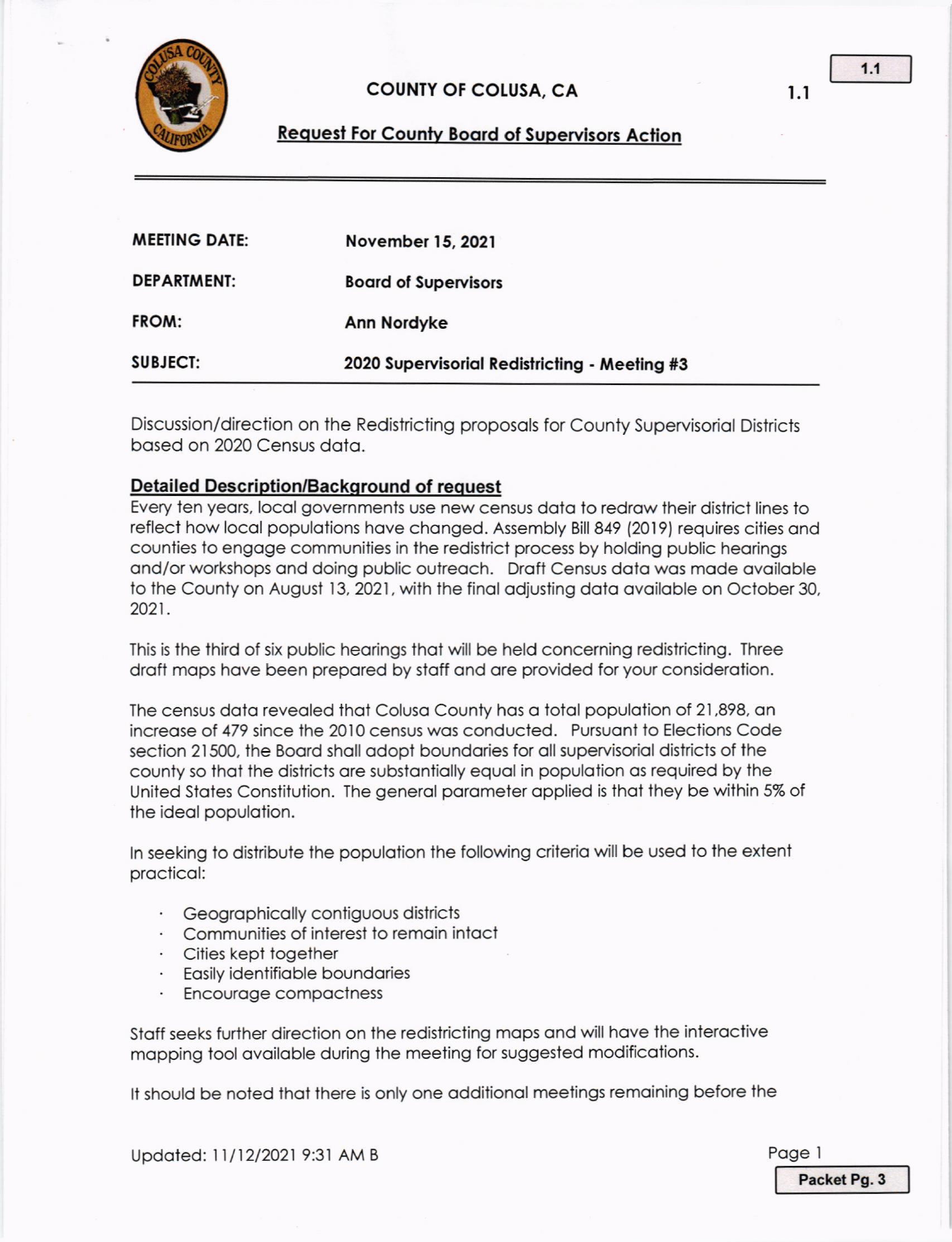# COUNTY OF COLUSA, CA

## Request For County Board of Supervisors Action

| | |
|---|---|
| **MEETING DATE:** | **November 15, 2021** |
| **DEPARTMENT:** | **Board of Supervisors** |
| **FROM:** | **Ann Nordyke** |
| **SUBJECT:** | **2020 Supervisorial Redistricting - Meeting #3** |

Discussion/direction on the Redistricting proposals for County Supervisorial Districts based on 2020 Census data.

### Detailed Description/Background of request

Every ten years, local governments use new census data to redraw their district lines to reflect how local populations have changed. Assembly Bill 849 (2019) requires cities and counties to engage communities in the redistrict process by holding public hearings and/or workshops and doing public outreach. Draft Census data was made available to the County on August 13, 2021, with the final adjusting data available on October 30, 2021.

This is the third of six public hearings that will be held concerning redistricting. Three draft maps have been prepared by staff and are provided for your consideration.

The census data revealed that Colusa County has a total population of 21,898, an increase of 479 since the 2010 census was conducted. Pursuant to Elections Code section 21500, the Board shall adopt boundaries for all supervisorial districts of the county so that the districts are substantially equal in population as required by the United States Constitution. The general parameter applied is that they be within 5% of the ideal population.

In seeking to distribute the population the following criteria will be used to the extent practical:

- Geographically contiguous districts
- Communities of interest to remain intact
- Cities kept together
- Easily identifiable boundaries
- Encourage compactness

Staff seeks further direction on the redistricting maps and will have the interactive mapping tool available during the meeting for suggested modifications.

It should be noted that there is only one additional meetings remaining before the

Updated: 11/12/2021 9:31 AM B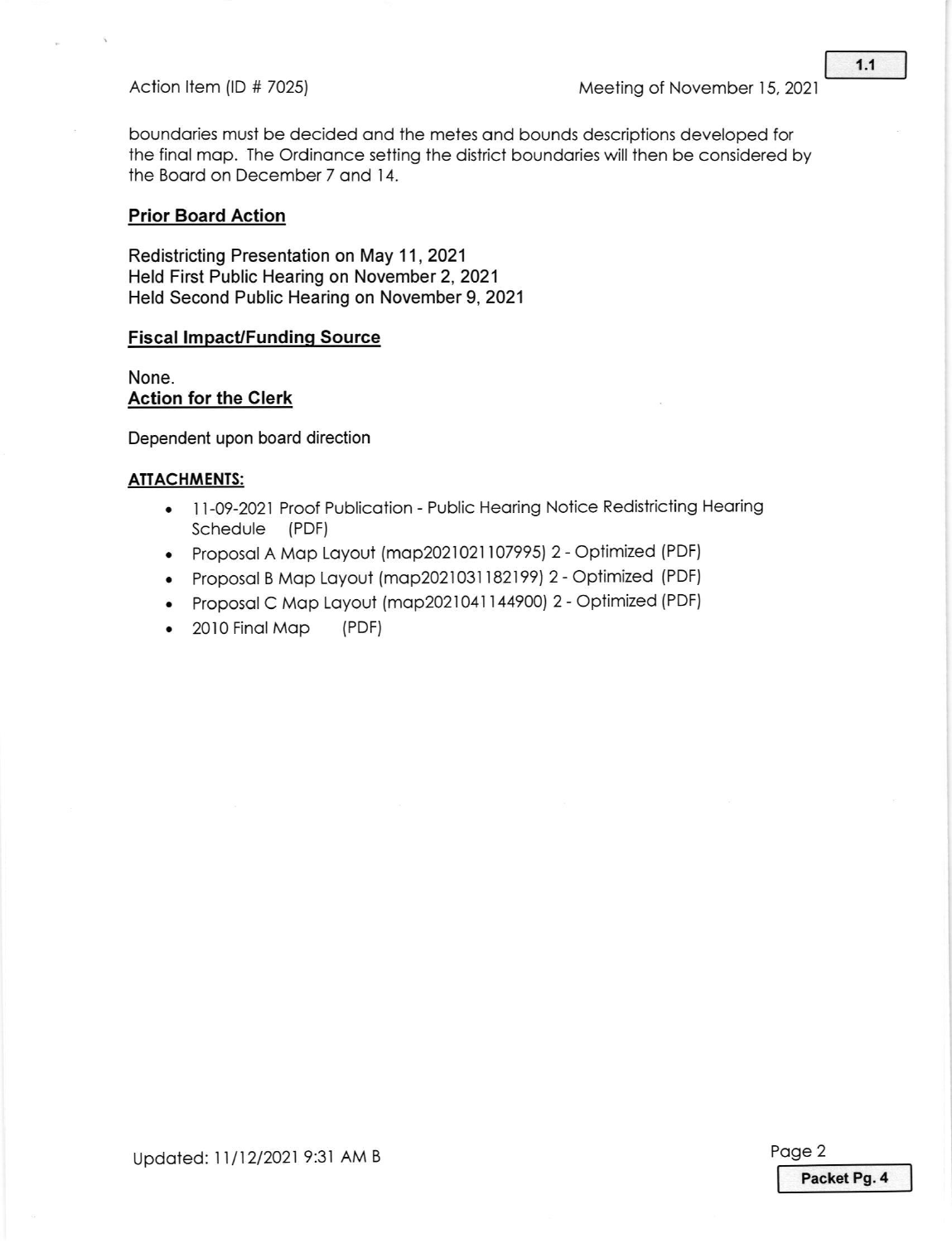boundaries must be decided and the metes and bounds descriptions developed for the final map. The Ordinance setting the district boundaries will then be considered by the Board on December 7 and 14.

## Prior Board Action

Redistricting Presentation on May 11, 2021
Held First Public Hearing on November 2, 2021
Held Second Public Hearing on November 9, 2021

## Fiscal Impact/Funding Source

None.

## Action for the Clerk

Dependent upon board direction

## ATTACHMENTS:

- 11-09-2021 Proof Publication - Public Hearing Notice Redistricting Hearing Schedule (PDF)
- Proposal A Map Layout (map2021021107995) 2 - Optimized (PDF)
- Proposal B Map Layout (map2021031182199) 2 - Optimized (PDF)
- Proposal C Map Layout (map2021041144900) 2 - Optimized (PDF)
- 2010 Final Map (PDF)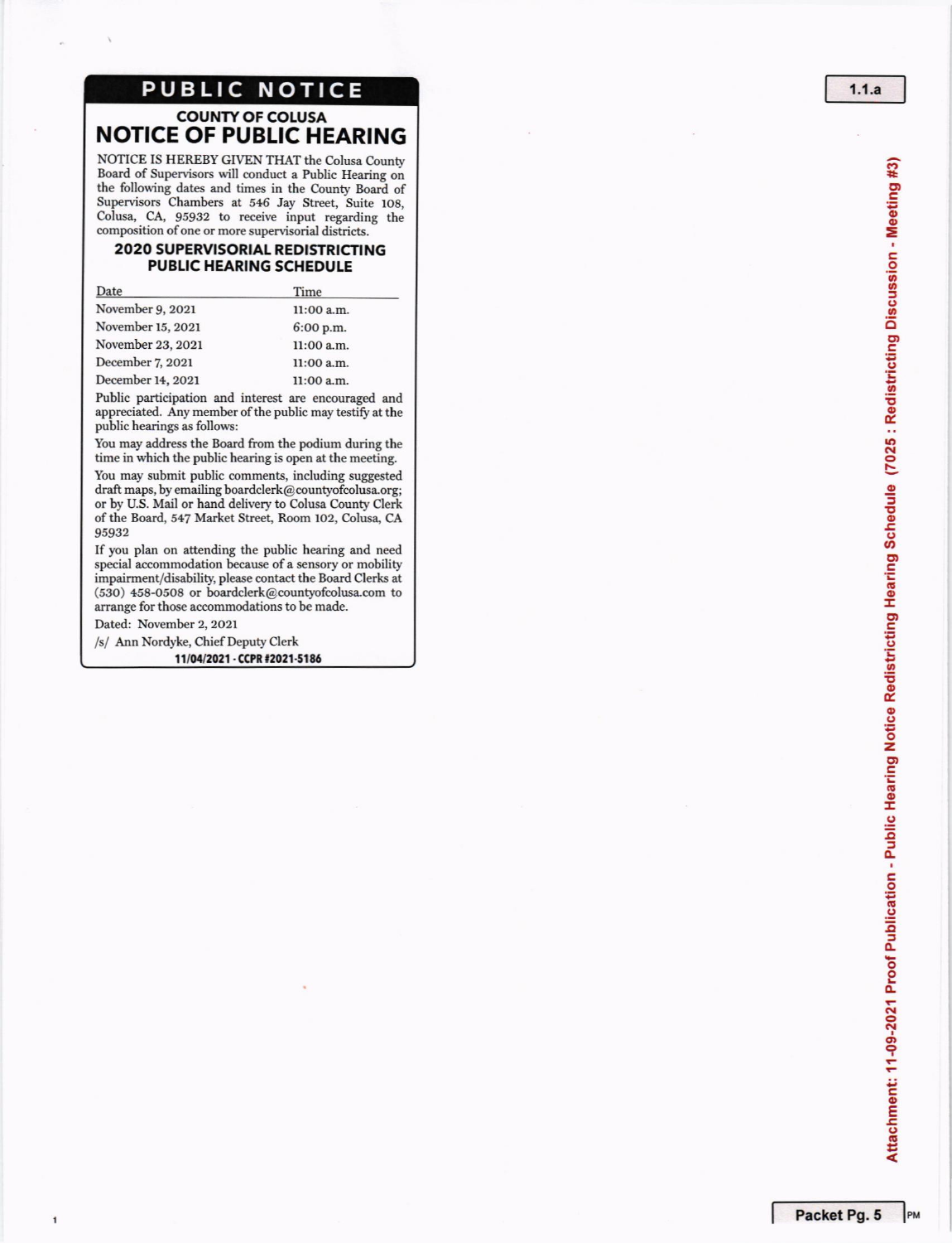# PUBLIC NOTICE

## COUNTY OF COLUSA

## NOTICE OF PUBLIC HEARING

NOTICE IS HEREBY GIVEN THAT the Colusa County Board of Supervisors will conduct a Public Hearing on the following dates and times in the County Board of Supervisors Chambers at 546 Jay Street, Suite 108, Colusa, CA, 95932 to receive input regarding the composition of one or more supervisorial districts.

### 2020 SUPERVISORIAL REDISTRICTING PUBLIC HEARING SCHEDULE

| Date | Time |
|---|---|
| November 9, 2021 | 11:00 a.m. |
| November 15, 2021 | 6:00 p.m. |
| November 23, 2021 | 11:00 a.m. |
| December 7, 2021 | 11:00 a.m. |
| December 14, 2021 | 11:00 a.m. |

Public participation and interest are encouraged and appreciated. Any member of the public may testify at the public hearings as follows:

You may address the Board from the podium during the time in which the public hearing is open at the meeting.

You may submit public comments, including suggested draft maps, by emailing boardclerk@countyofcolusa.org; or by U.S. Mail or hand delivery to Colusa County Clerk of the Board, 547 Market Street, Room 102, Colusa, CA 95932

If you plan on attending the public hearing and need special accommodation because of a sensory or mobility impairment/disability, please contact the Board Clerks at (530) 458-0508 or boardclerk@countyofcolusa.com to arrange for those accommodations to be made.

Dated: November 2, 2021

/s/ Ann Nordyke, Chief Deputy Clerk

**11/04/2021 - CCPR #2021-5186**

Attachment: 11-09-2021 Proof Publication - Public Hearing Notice Redistricting Hearing Schedule (7025 : Redistricting Discussion - Meeting #3)